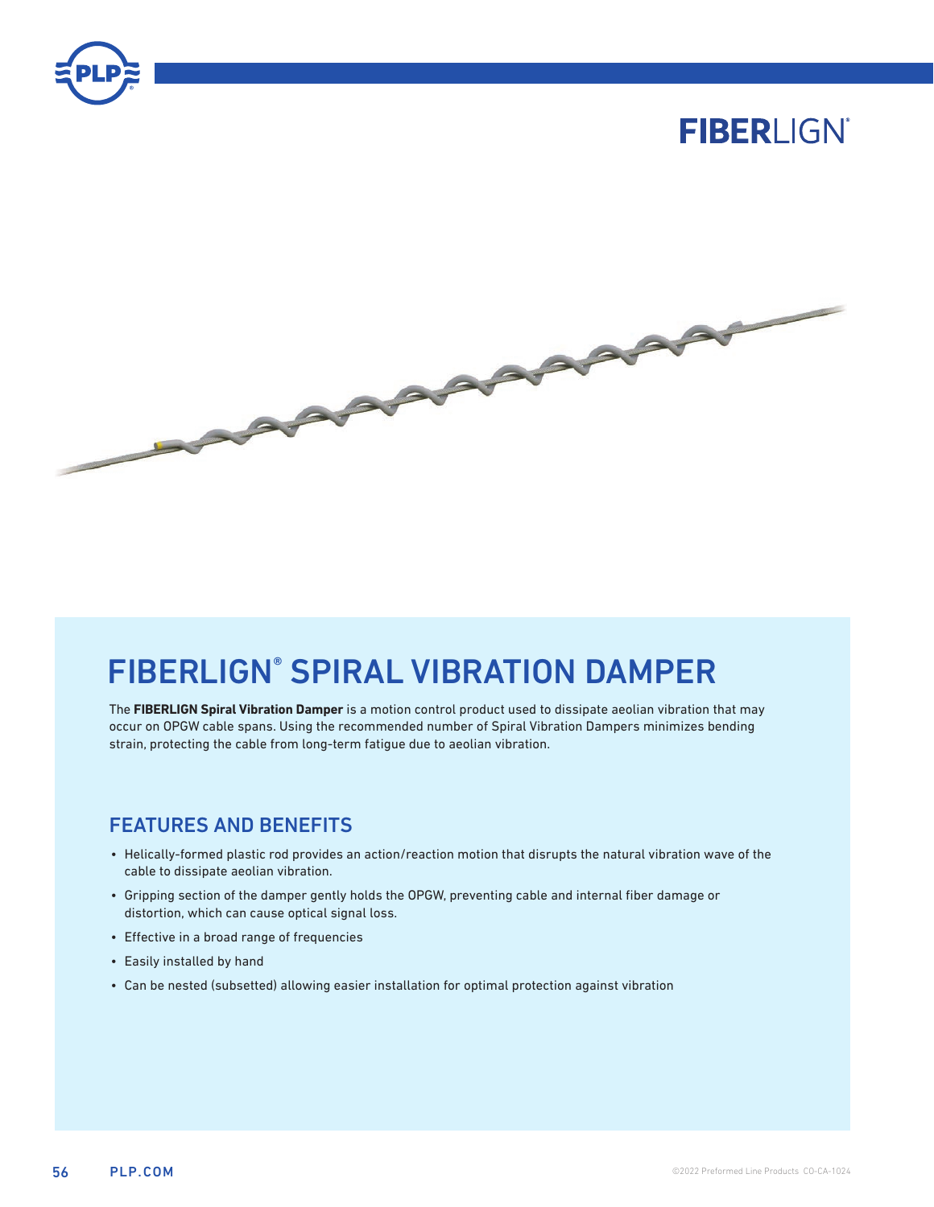FIBERLIGN®

# FIBERLIGN® SPIRAL VIBRATION DAMPER

The **FIBERLIGN Spiral Vibration Damper** is a motion control product used to dissipate aeolian vibration that may occur on OPGW cable spans. Using the recommended number of Spiral Vibration Dampers minimizes bending strain, protecting the cable from long-term fatigue due to aeolian vibration.

## FEATURES AND BENEFITS

- Helically-formed plastic rod provides an action/reaction motion that disrupts the natural vibration wave of the cable to dissipate aeolian vibration.
- Gripping section of the damper gently holds the OPGW, preventing cable and internal fiber damage or distortion, which can cause optical signal loss.
- Effective in a broad range of frequencies
- Easily installed by hand
- Can be nested (subsetted) allowing easier installation for optimal protection against vibration

©2022 Preformed Line Products CO-CA-1024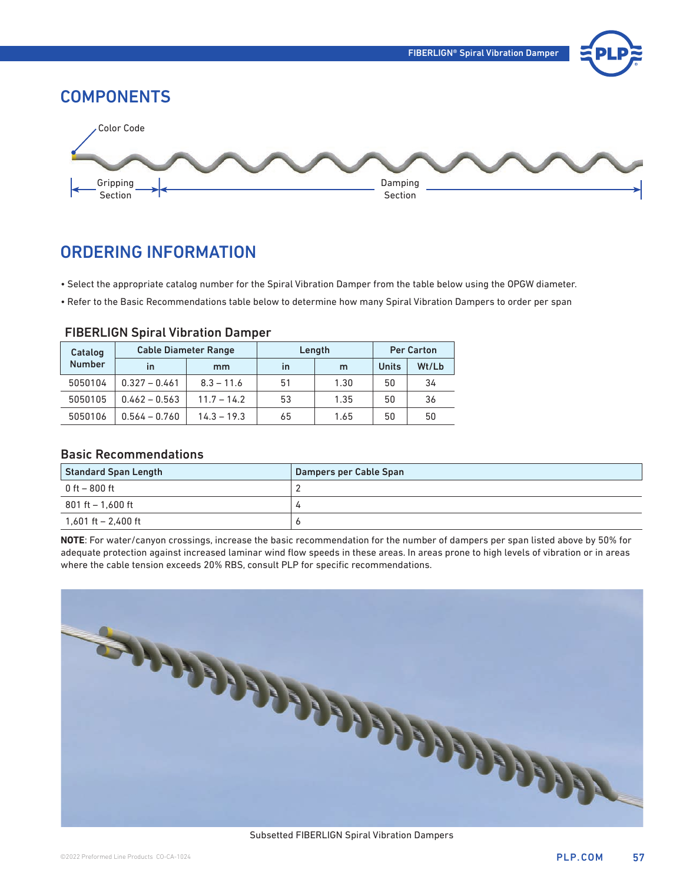## COMPONENTS

Color Code

Gripping Section

Damping Section

## ORDERING INFORMATION

- Select the appropriate catalog number for the Spiral Vibration Damper from the table below using the OPGW diameter.
- Refer to the Basic Recommendations table below to determine how many Spiral Vibration Dampers to order per span

### FIBERLIGN Spiral Vibration Damper

| Catalog Number | Cable Diameter Range | | Length | | Per Carton | |
|---|---|---|---|---|---|---|
| | in | mm | in | m | Units | Wt/Lb |
| 5050104 | 0.327 – 0.461 | 8.3 – 11.6 | 51 | 1.30 | 50 | 34 |
| 5050105 | 0.462 – 0.563 | 11.7 – 14.2 | 53 | 1.35 | 50 | 36 |
| 5050106 | 0.564 – 0.760 | 14.3 – 19.3 | 65 | 1.65 | 50 | 50 |

### Basic Recommendations

| Standard Span Length | Dampers per Cable Span |
|---|---|
| 0 ft – 800 ft | 2 |
| 801 ft – 1,600 ft | 4 |
| 1,601 ft – 2,400 ft | 6 |

**NOTE**: For water/canyon crossings, increase the basic recommendation for the number of dampers per span listed above by 50% for adequate protection against increased laminar wind flow speeds in these areas. In areas prone to high levels of vibration or in areas where the cable tension exceeds 20% RBS, consult PLP for specific recommendations.

Subsetted FIBERLIGN Spiral Vibration Dampers

©2022 Preformed Line Products CO-CA-1024